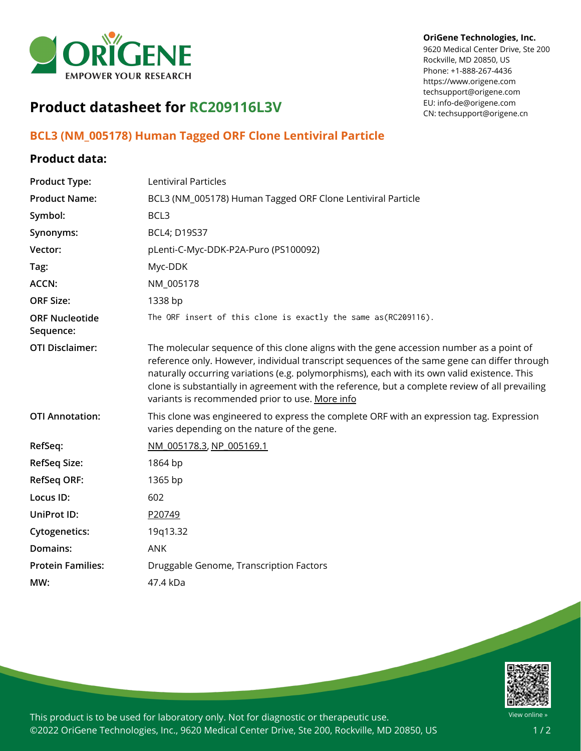**OriGene Technologies, Inc.**
9620 Medical Center Drive, Ste 200
Rockville, MD 20850, US
Phone: +1-888-267-4436
https://www.origene.com
techsupport@origene.com
EU: info-de@origene.com
CN: techsupport@origene.cn

# Product datasheet for RC209116L3V

## BCL3 (NM_005178) Human Tagged ORF Clone Lentiviral Particle

### Product data:

| | |
|---|---|
| **Product Type:** | Lentiviral Particles |
| **Product Name:** | BCL3 (NM_005178) Human Tagged ORF Clone Lentiviral Particle |
| **Symbol:** | BCL3 |
| **Synonyms:** | BCL4; D19S37 |
| **Vector:** | pLenti-C-Myc-DDK-P2A-Puro (PS100092) |
| **Tag:** | Myc-DDK |
| **ACCN:** | NM_005178 |
| **ORF Size:** | 1338 bp |
| **ORF Nucleotide Sequence:** | The ORF insert of this clone is exactly the same as(RC209116). |
| **OTI Disclaimer:** | The molecular sequence of this clone aligns with the gene accession number as a point of reference only. However, individual transcript sequences of the same gene can differ through naturally occurring variations (e.g. polymorphisms), each with its own valid existence. This clone is substantially in agreement with the reference, but a complete review of all prevailing variants is recommended prior to use. More info |
| **OTI Annotation:** | This clone was engineered to express the complete ORF with an expression tag. Expression varies depending on the nature of the gene. |
| **RefSeq:** | NM_005178.3, NP_005169.1 |
| **RefSeq Size:** | 1864 bp |
| **RefSeq ORF:** | 1365 bp |
| **Locus ID:** | 602 |
| **UniProt ID:** | P20749 |
| **Cytogenetics:** | 19q13.32 |
| **Domains:** | ANK |
| **Protein Families:** | Druggable Genome, Transcription Factors |
| **MW:** | 47.4 kDa |

This product is to be used for laboratory only. Not for diagnostic or therapeutic use.
©2022 OriGene Technologies, Inc., 9620 Medical Center Drive, Ste 200, Rockville, MD 20850, US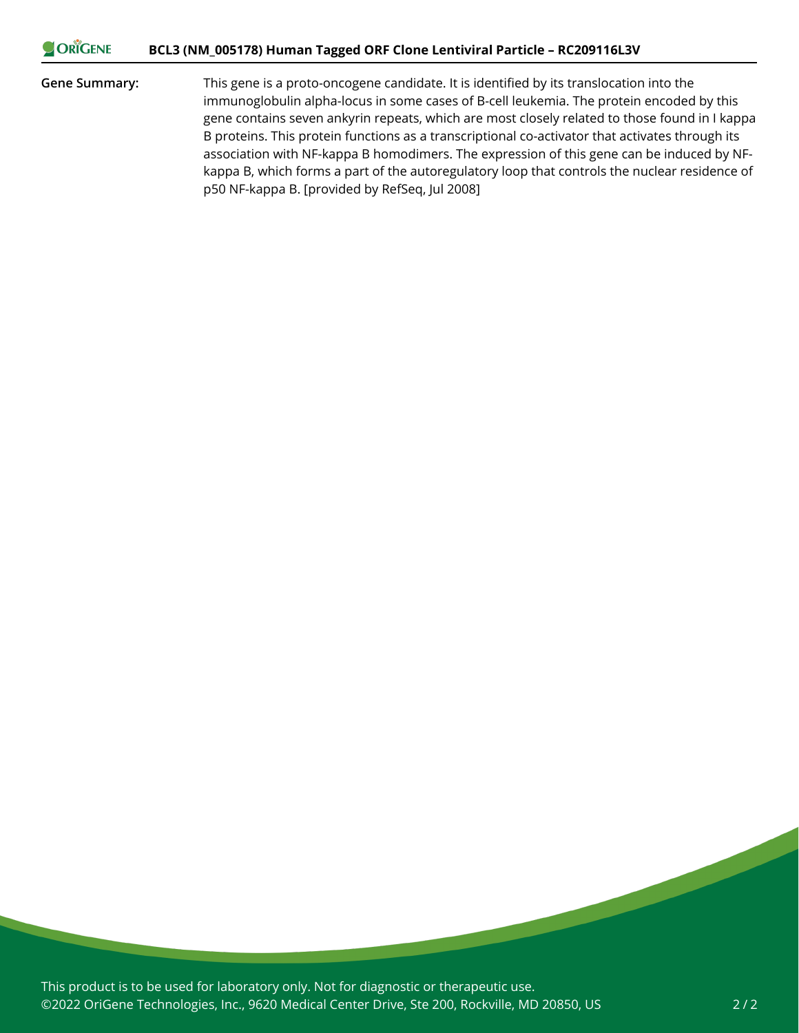**Gene Summary:** This gene is a proto-oncogene candidate. It is identified by its translocation into the immunoglobulin alpha-locus in some cases of B-cell leukemia. The protein encoded by this gene contains seven ankyrin repeats, which are most closely related to those found in I kappa B proteins. This protein functions as a transcriptional co-activator that activates through its association with NF-kappa B homodimers. The expression of this gene can be induced by NF-kappa B, which forms a part of the autoregulatory loop that controls the nuclear residence of p50 NF-kappa B. [provided by RefSeq, Jul 2008]